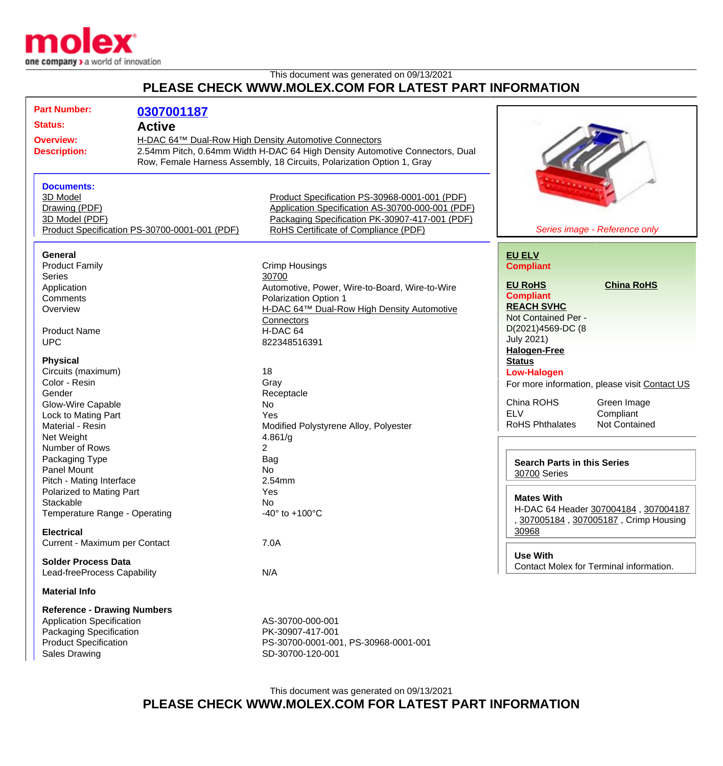This document was generated on 09/13/2021

**PLEASE CHECK WWW.MOLEX.COM FOR LATEST PART INFORMATION**

| | |
|---|---|
| **Part Number:** | **0307001187** |
| **Status:** | **Active** |
| **Overview:** | H-DAC 64™ Dual-Row High Density Automotive Connectors |
| **Description:** | 2.54mm Pitch, 0.64mm Width H-DAC 64 High Density Automotive Connectors, Dual Row, Female Harness Assembly, 18 Circuits, Polarization Option 1, Gray |

*Series image - Reference only*

**Documents:**

- 3D Model
- Drawing (PDF)
- 3D Model (PDF)
- Product Specification PS-30700-0001-001 (PDF)
- Product Specification PS-30968-0001-001 (PDF)
- Application Specification AS-30700-000-001 (PDF)
- Packaging Specification PK-30907-417-001 (PDF)
- RoHS Certificate of Compliance (PDF)

**General**

| | |
|---|---|
| Product Family | Crimp Housings |
| Series | 30700 |
| Application | Automotive, Power, Wire-to-Board, Wire-to-Wire |
| Comments | Polarization Option 1 |
| Overview | H-DAC 64™ Dual-Row High Density Automotive Connectors |
| Product Name | H-DAC 64 |
| UPC | 822348516391 |

**Physical**

| | |
|---|---|
| Circuits (maximum) | 18 |
| Color - Resin | Gray |
| Gender | Receptacle |
| Glow-Wire Capable | No |
| Lock to Mating Part | Yes |
| Material - Resin | Modified Polystyrene Alloy, Polyester |
| Net Weight | 4.861/g |
| Number of Rows | 2 |
| Packaging Type | Bag |
| Panel Mount | No |
| Pitch - Mating Interface | 2.54mm |
| Polarized to Mating Part | Yes |
| Stackable | No |
| Temperature Range - Operating | -40° to +100°C |

**Electrical**

| | |
|---|---|
| Current - Maximum per Contact | 7.0A |

**Solder Process Data**

| | |
|---|---|
| Lead-freeProcess Capability | N/A |

**Material Info**

**Reference - Drawing Numbers**

| | |
|---|---|
| Application Specification | AS-30700-000-001 |
| Packaging Specification | PK-30907-417-001 |
| Product Specification | PS-30700-0001-001, PS-30968-0001-001 |
| Sales Drawing | SD-30700-120-001 |

**EU ELV**
**Compliant**

**EU RoHS** **China RoHS**
**Compliant**

**REACH SVHC**
Not Contained Per - D(2021)4569-DC (8 July 2021)

**Halogen-Free Status**
**Low-Halogen**

For more information, please visit Contact US

| | |
|---|---|
| China ROHS | Green Image |
| ELV | Compliant |
| RoHS Phthalates | Not Contained |

**Search Parts in this Series**
30700 Series

**Mates With**
H-DAC 64 Header 307004184 , 307004187 , 307005184 , 307005187 , Crimp Housing 30968

**Use With**
Contact Molex for Terminal information.

This document was generated on 09/13/2021

**PLEASE CHECK WWW.MOLEX.COM FOR LATEST PART INFORMATION**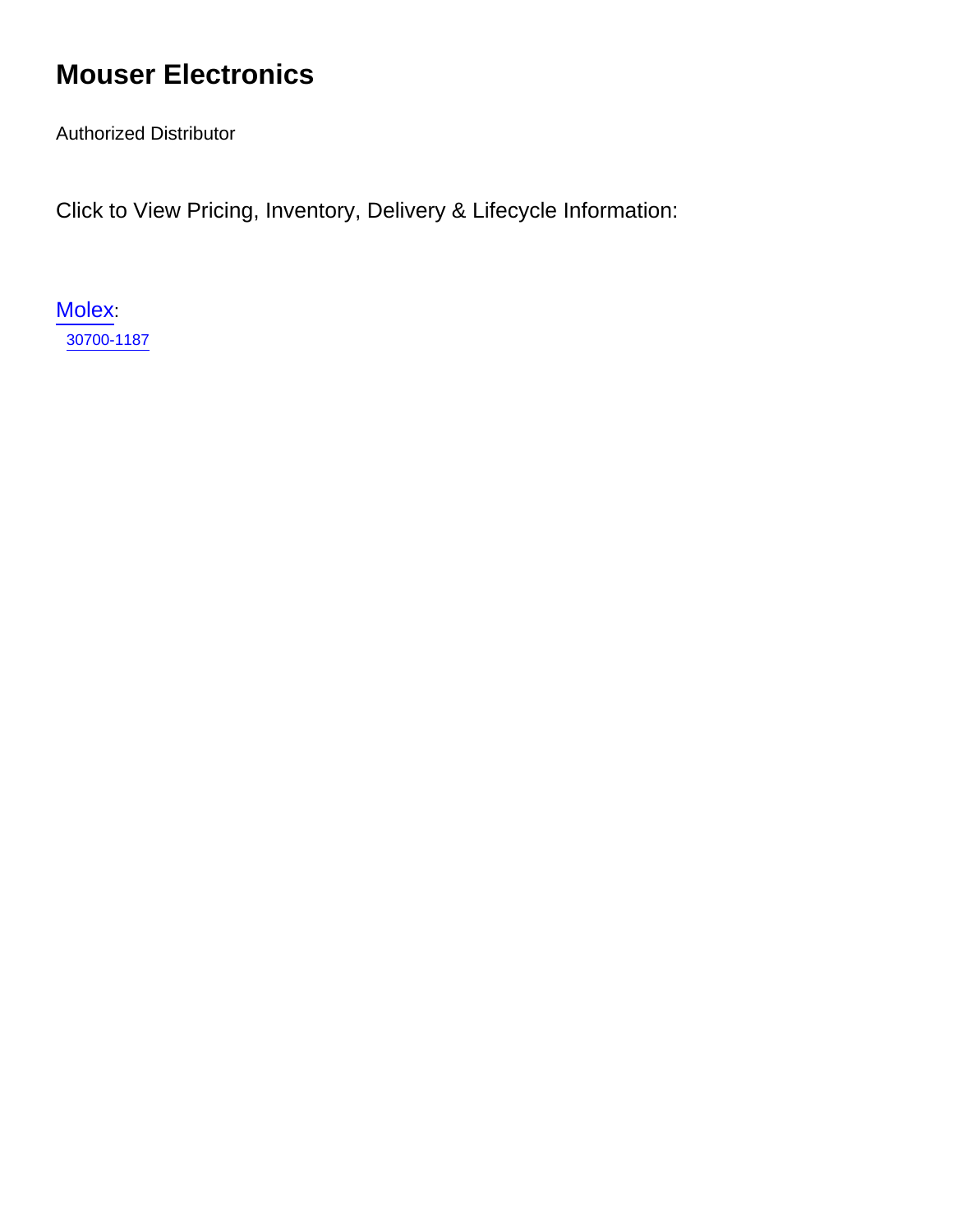# Mouser Electronics

Authorized Distributor

Click to View Pricing, Inventory, Delivery & Lifecycle Information:

Molex:

30700-1187